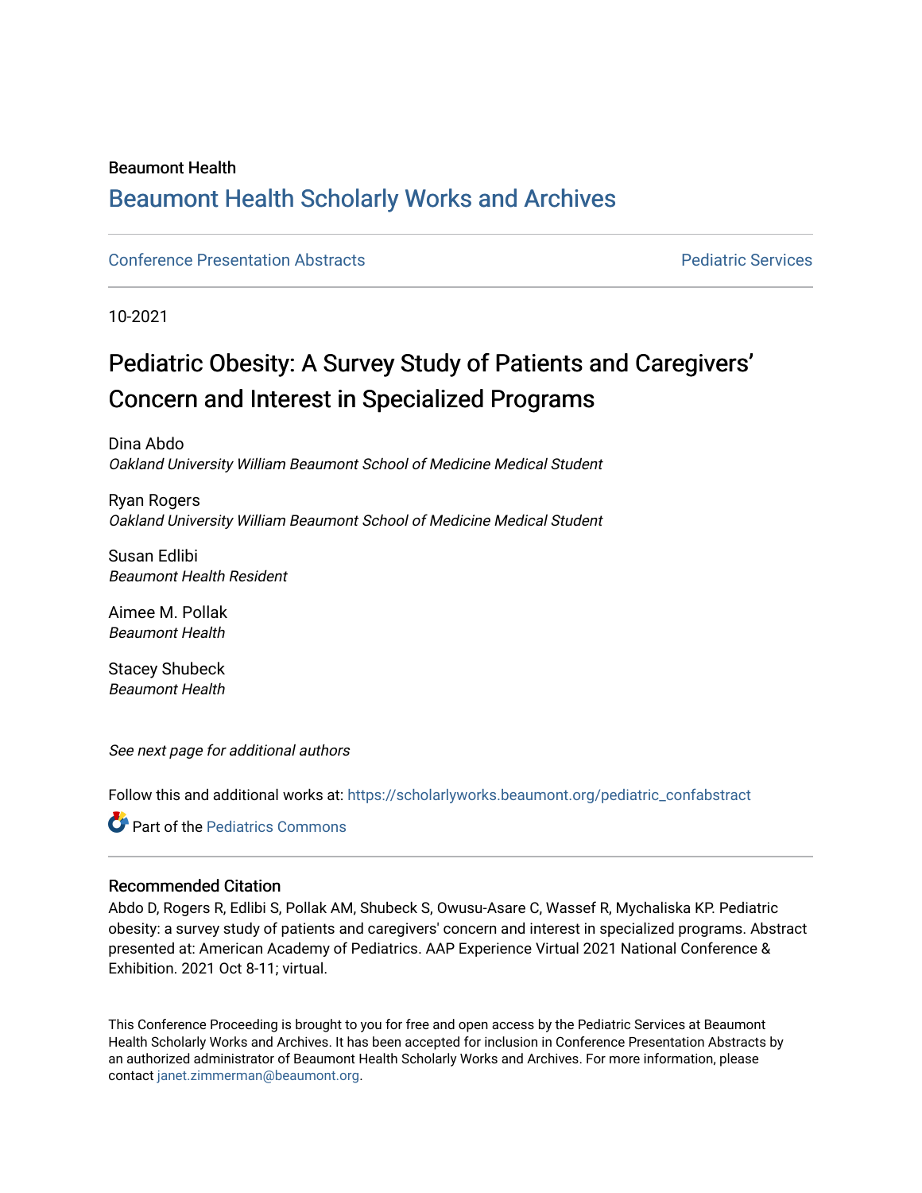Beaumont Health

# Beaumont Health Scholarly Works and Archives

Conference Presentation Abstracts | Pediatric Services

10-2021

## Pediatric Obesity: A Survey Study of Patients and Caregivers' Concern and Interest in Specialized Programs

Dina Abdo
*Oakland University William Beaumont School of Medicine Medical Student*

Ryan Rogers
*Oakland University William Beaumont School of Medicine Medical Student*

Susan Edlibi
*Beaumont Health Resident*

Aimee M. Pollak
*Beaumont Health*

Stacey Shubeck
*Beaumont Health*

*See next page for additional authors*

Follow this and additional works at: https://scholarlyworks.beaumont.org/pediatric_confabstract

Part of the Pediatrics Commons

### Recommended Citation

Abdo D, Rogers R, Edlibi S, Pollak AM, Shubeck S, Owusu-Asare C, Wassef R, Mychaliska KP. Pediatric obesity: a survey study of patients and caregivers' concern and interest in specialized programs. Abstract presented at: American Academy of Pediatrics. AAP Experience Virtual 2021 National Conference & Exhibition. 2021 Oct 8-11; virtual.

This Conference Proceeding is brought to you for free and open access by the Pediatric Services at Beaumont Health Scholarly Works and Archives. It has been accepted for inclusion in Conference Presentation Abstracts by an authorized administrator of Beaumont Health Scholarly Works and Archives. For more information, please contact janet.zimmerman@beaumont.org.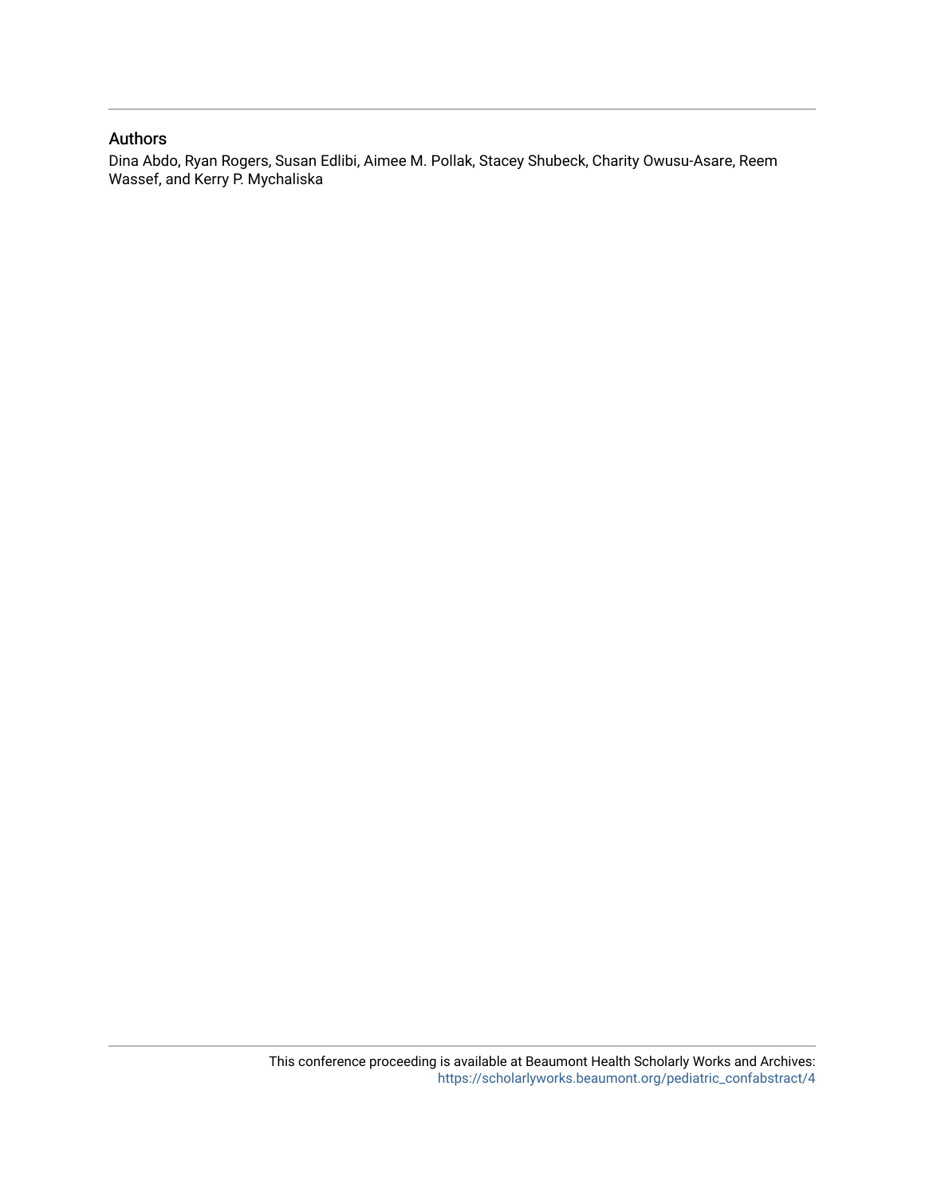## Authors

Dina Abdo, Ryan Rogers, Susan Edlibi, Aimee M. Pollak, Stacey Shubeck, Charity Owusu-Asare, Reem Wassef, and Kerry P. Mychaliska

This conference proceeding is available at Beaumont Health Scholarly Works and Archives: https://scholarlyworks.beaumont.org/pediatric_confabstract/4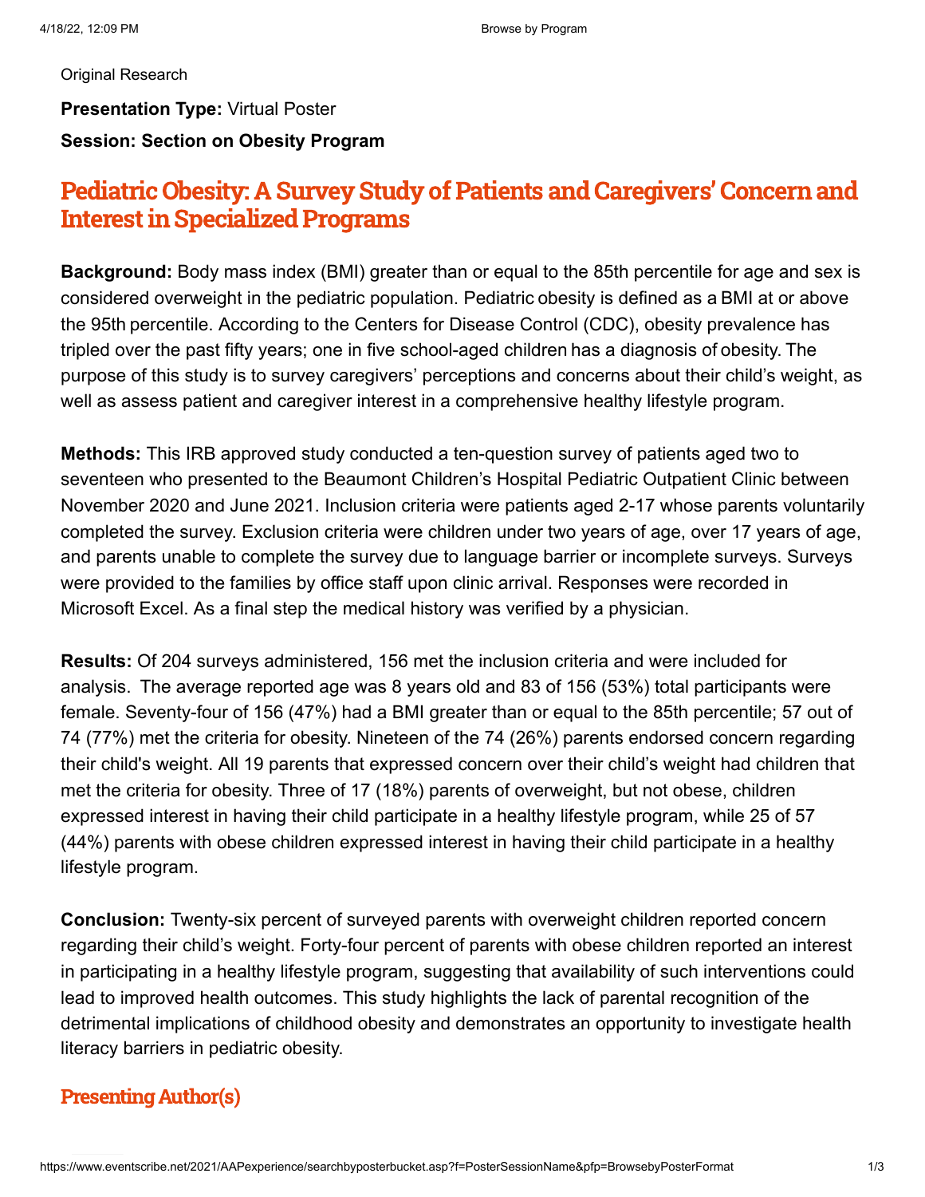Original Research

**Presentation Type:** Virtual Poster

**Session: Section on Obesity Program**

# Pediatric Obesity: A Survey Study of Patients and Caregivers' Concern and Interest in Specialized Programs

**Background:** Body mass index (BMI) greater than or equal to the 85th percentile for age and sex is considered overweight in the pediatric population. Pediatric obesity is defined as a BMI at or above the 95th percentile. According to the Centers for Disease Control (CDC), obesity prevalence has tripled over the past fifty years; one in five school-aged children has a diagnosis of obesity. The purpose of this study is to survey caregivers' perceptions and concerns about their child's weight, as well as assess patient and caregiver interest in a comprehensive healthy lifestyle program.

**Methods:** This IRB approved study conducted a ten-question survey of patients aged two to seventeen who presented to the Beaumont Children's Hospital Pediatric Outpatient Clinic between November 2020 and June 2021. Inclusion criteria were patients aged 2-17 whose parents voluntarily completed the survey. Exclusion criteria were children under two years of age, over 17 years of age, and parents unable to complete the survey due to language barrier or incomplete surveys. Surveys were provided to the families by office staff upon clinic arrival. Responses were recorded in Microsoft Excel. As a final step the medical history was verified by a physician.

**Results:** Of 204 surveys administered, 156 met the inclusion criteria and were included for analysis. The average reported age was 8 years old and 83 of 156 (53%) total participants were female. Seventy-four of 156 (47%) had a BMI greater than or equal to the 85th percentile; 57 out of 74 (77%) met the criteria for obesity. Nineteen of the 74 (26%) parents endorsed concern regarding their child's weight. All 19 parents that expressed concern over their child's weight had children that met the criteria for obesity. Three of 17 (18%) parents of overweight, but not obese, children expressed interest in having their child participate in a healthy lifestyle program, while 25 of 57 (44%) parents with obese children expressed interest in having their child participate in a healthy lifestyle program.

**Conclusion:** Twenty-six percent of surveyed parents with overweight children reported concern regarding their child's weight. Forty-four percent of parents with obese children reported an interest in participating in a healthy lifestyle program, suggesting that availability of such interventions could lead to improved health outcomes. This study highlights the lack of parental recognition of the detrimental implications of childhood obesity and demonstrates an opportunity to investigate health literacy barriers in pediatric obesity.

## Presenting Author(s)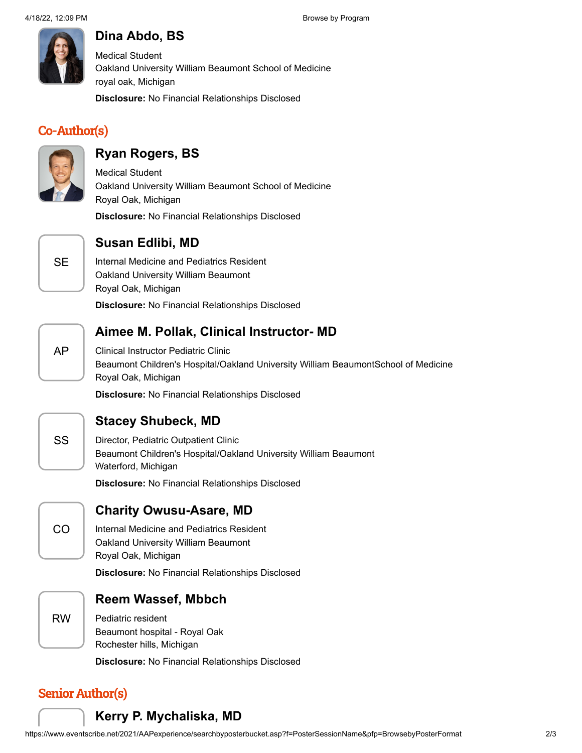## Dina Abdo, BS

Medical Student
Oakland University William Beaumont School of Medicine
royal oak, Michigan

**Disclosure:** No Financial Relationships Disclosed

# Co-Author(s)

## Ryan Rogers, BS

Medical Student
Oakland University William Beaumont School of Medicine
Royal Oak, Michigan

**Disclosure:** No Financial Relationships Disclosed

SE

## Susan Edlibi, MD

Internal Medicine and Pediatrics Resident
Oakland University William Beaumont
Royal Oak, Michigan

**Disclosure:** No Financial Relationships Disclosed

AP

## Aimee M. Pollak, Clinical Instructor- MD

Clinical Instructor Pediatric Clinic
Beaumont Children's Hospital/Oakland University William BeaumontSchool of Medicine
Royal Oak, Michigan

**Disclosure:** No Financial Relationships Disclosed

SS

## Stacey Shubeck, MD

Director, Pediatric Outpatient Clinic
Beaumont Children's Hospital/Oakland University William Beaumont
Waterford, Michigan

**Disclosure:** No Financial Relationships Disclosed

CO

## Charity Owusu-Asare, MD

Internal Medicine and Pediatrics Resident
Oakland University William Beaumont
Royal Oak, Michigan

**Disclosure:** No Financial Relationships Disclosed

RW

## Reem Wassef, Mbbch

Pediatric resident
Beaumont hospital - Royal Oak
Rochester hills, Michigan

**Disclosure:** No Financial Relationships Disclosed

# Senior Author(s)

## Kerry P. Mychaliska, MD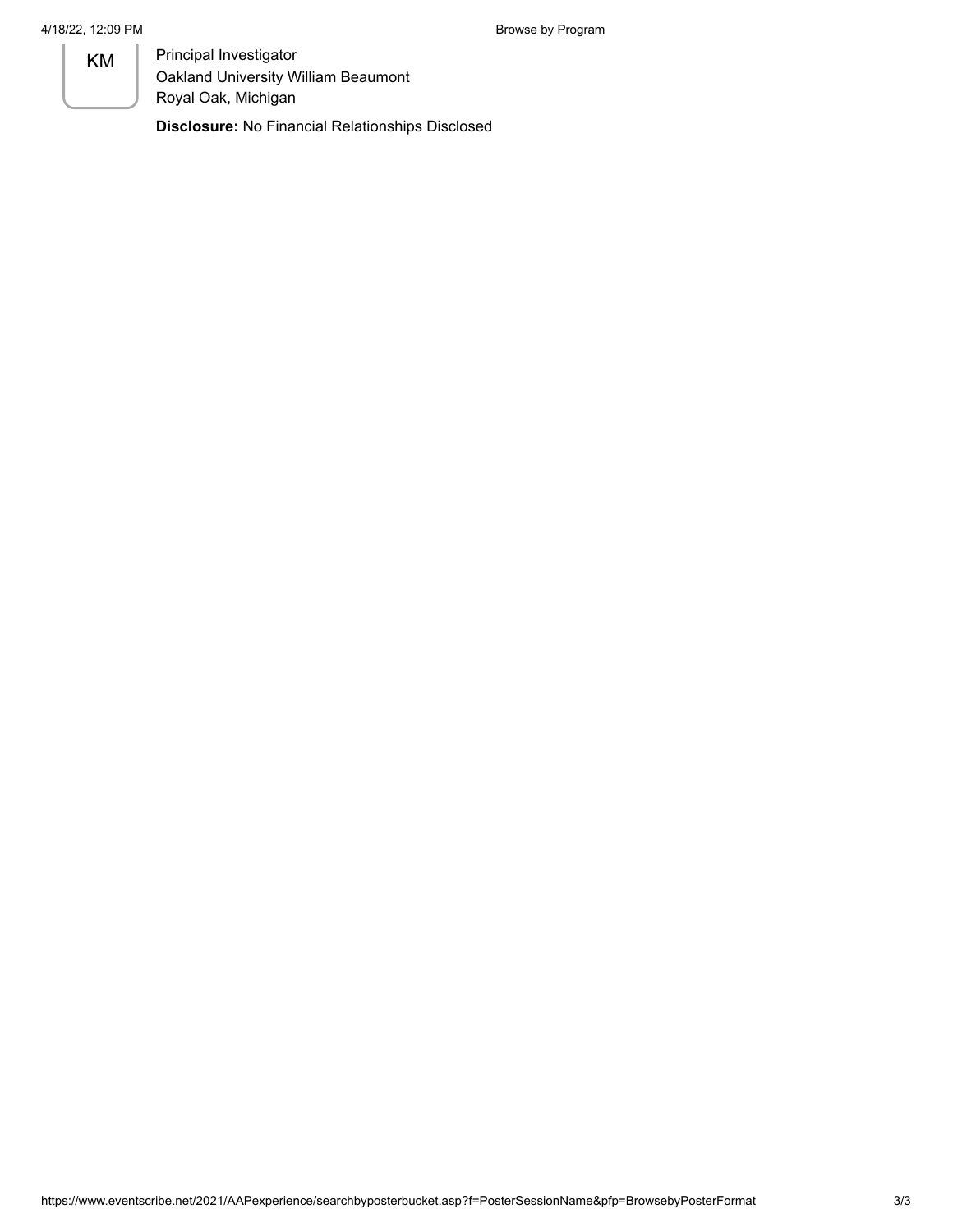KM

Principal Investigator
Oakland University William Beaumont
Royal Oak, Michigan

**Disclosure:** No Financial Relationships Disclosed